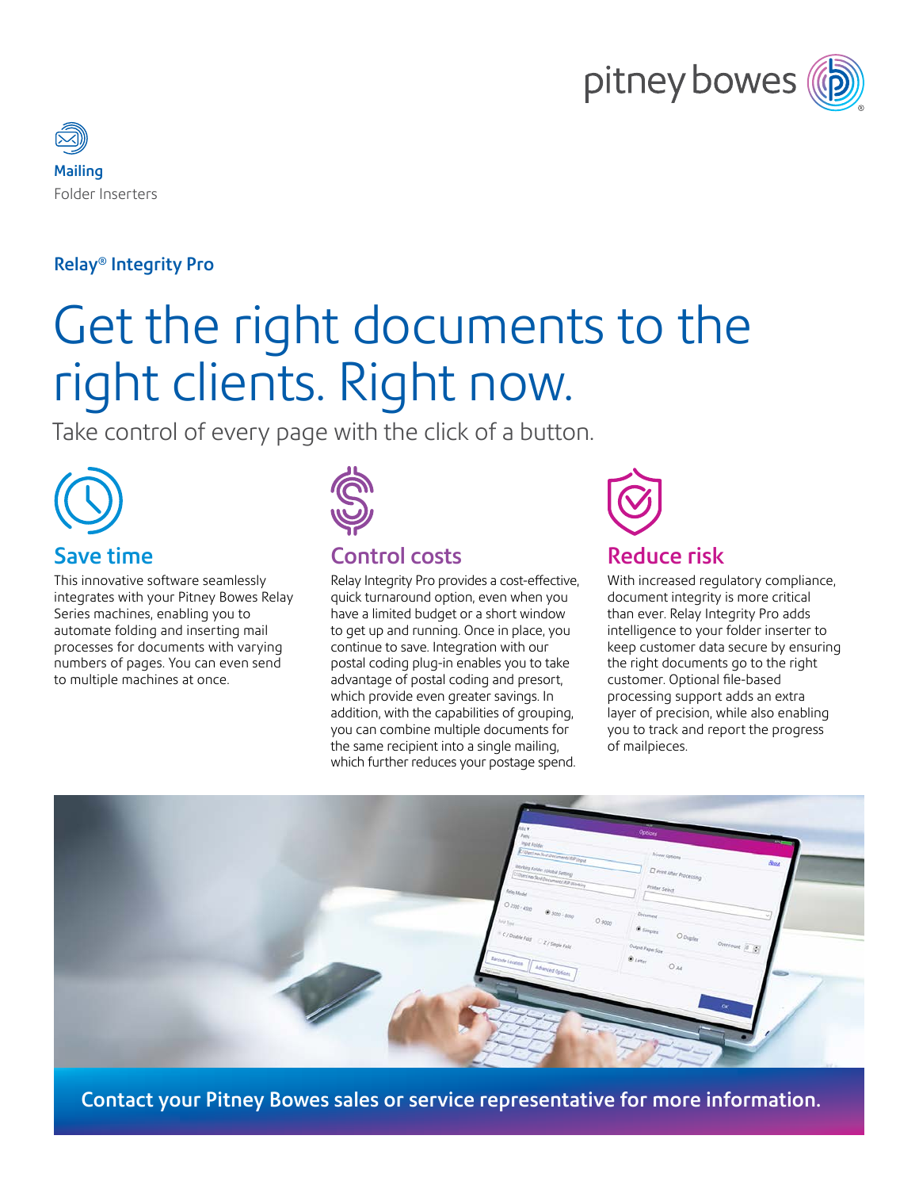Mailing
Folder Inserters

**Relay® Integrity Pro**

# Get the right documents to the right clients. Right now.

Take control of every page with the click of a button.

## Save time

This innovative software seamlessly integrates with your Pitney Bowes Relay Series machines, enabling you to automate folding and inserting mail processes for documents with varying numbers of pages. You can even send to multiple machines at once.

## Control costs

Relay Integrity Pro provides a cost-effective, quick turnaround option, even when you have a limited budget or a short window to get up and running. Once in place, you continue to save. Integration with our postal coding plug-in enables you to take advantage of postal coding and presort, which provide even greater savings. In addition, with the capabilities of grouping, you can combine multiple documents for the same recipient into a single mailing, which further reduces your postage spend.

## Reduce risk

With increased regulatory compliance, document integrity is more critical than ever. Relay Integrity Pro adds intelligence to your folder inserter to keep customer data secure by ensuring the right documents go to the right customer. Optional file-based processing support adds an extra layer of precision, while also enabling you to track and report the progress of mailpieces.

**Contact your Pitney Bowes sales or service representative for more information.**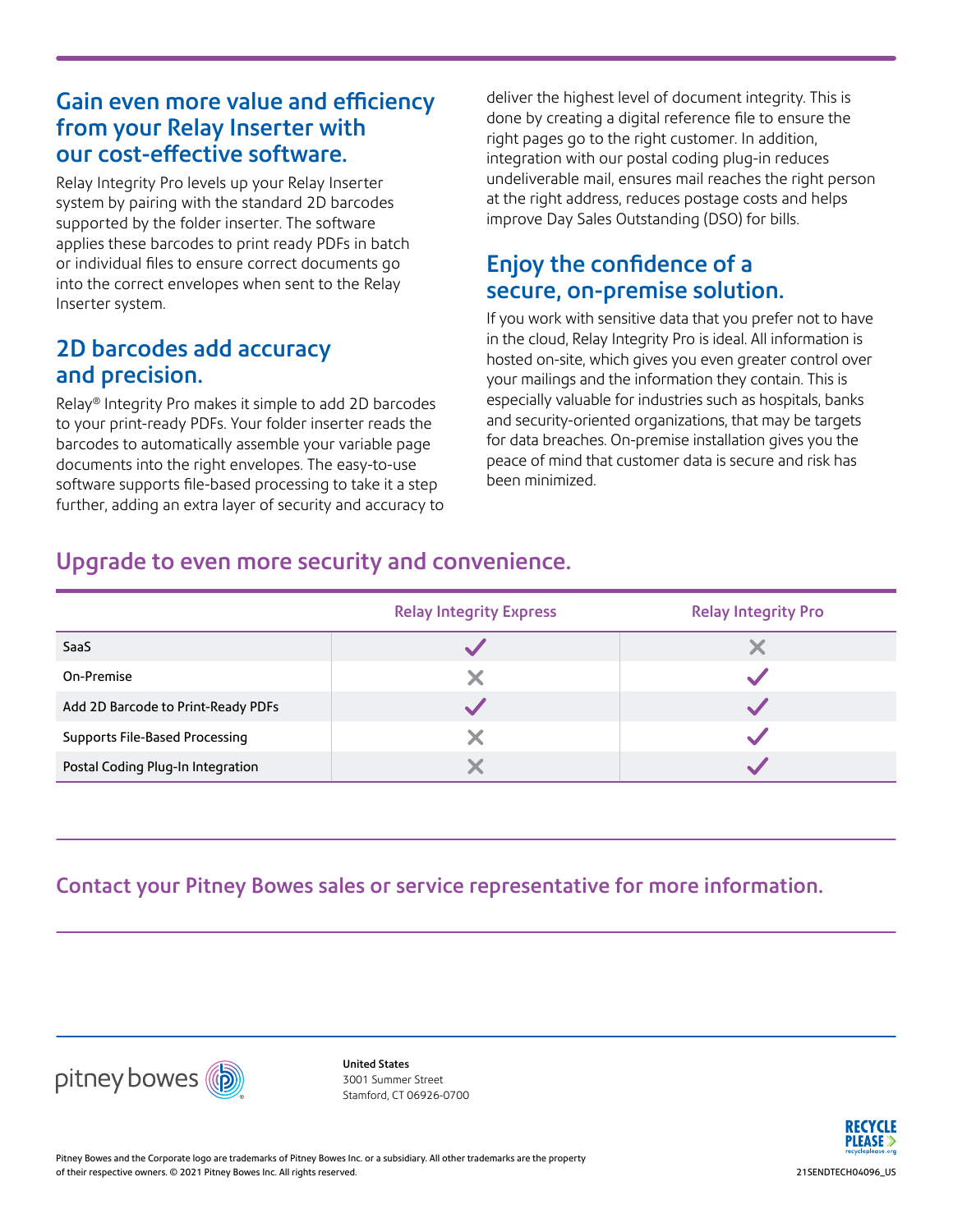## Gain even more value and efficiency from your Relay Inserter with our cost-effective software.

Relay Integrity Pro levels up your Relay Inserter system by pairing with the standard 2D barcodes supported by the folder inserter. The software applies these barcodes to print ready PDFs in batch or individual files to ensure correct documents go into the correct envelopes when sent to the Relay Inserter system.

## 2D barcodes add accuracy and precision.

Relay® Integrity Pro makes it simple to add 2D barcodes to your print-ready PDFs. Your folder inserter reads the barcodes to automatically assemble your variable page documents into the right envelopes. The easy-to-use software supports file-based processing to take it a step further, adding an extra layer of security and accuracy to deliver the highest level of document integrity. This is done by creating a digital reference file to ensure the right pages go to the right customer. In addition, integration with our postal coding plug-in reduces undeliverable mail, ensures mail reaches the right person at the right address, reduces postage costs and helps improve Day Sales Outstanding (DSO) for bills.

## Enjoy the confidence of a secure, on-premise solution.

If you work with sensitive data that you prefer not to have in the cloud, Relay Integrity Pro is ideal. All information is hosted on-site, which gives you even greater control over your mailings and the information they contain. This is especially valuable for industries such as hospitals, banks and security-oriented organizations, that may be targets for data breaches. On-premise installation gives you the peace of mind that customer data is secure and risk has been minimized.

## Upgrade to even more security and convenience.

| | Relay Integrity Express | Relay Integrity Pro |
|---|---|---|
| SaaS | ✓ | ✗ |
| On-Premise | ✗ | ✓ |
| Add 2D Barcode to Print-Ready PDFs | ✓ | ✓ |
| Supports File-Based Processing | ✗ | ✓ |
| Postal Coding Plug-In Integration | ✗ | ✓ |

## Contact your Pitney Bowes sales or service representative for more information.

pitney bowes

**United States**
3001 Summer Street
Stamford, CT 06926-0700

Pitney Bowes and the Corporate logo are trademarks of Pitney Bowes Inc. or a subsidiary. All other trademarks are the property of their respective owners. © 2021 Pitney Bowes Inc. All rights reserved.

RECYCLE PLEASE recycleplease.org

21SENDTECH04096_US